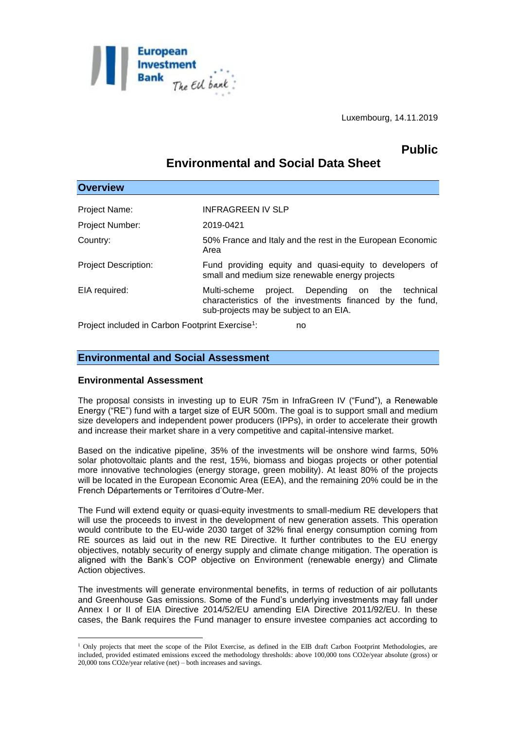Luxembourg, 14.11.2019

**Public**

# Environmental and Social Data Sheet

## Overview

| | |
|---|---|
| Project Name: | INFRAGREEN IV SLP |
| Project Number: | 2019-0421 |
| Country: | 50% France and Italy and the rest in the European Economic Area |
| Project Description: | Fund providing equity and quasi-equity to developers of small and medium size renewable energy projects |
| EIA required: | Multi-scheme project. Depending on the technical characteristics of the investments financed by the fund, sub-projects may be subject to an EIA. |

Project included in Carbon Footprint Exercise[1]: no

## Environmental and Social Assessment

### Environmental Assessment

The proposal consists in investing up to EUR 75m in InfraGreen IV ("Fund"), a Renewable Energy ("RE") fund with a target size of EUR 500m. The goal is to support small and medium size developers and independent power producers (IPPs), in order to accelerate their growth and increase their market share in a very competitive and capital-intensive market.

Based on the indicative pipeline, 35% of the investments will be onshore wind farms, 50% solar photovoltaic plants and the rest, 15%, biomass and biogas projects or other potential more innovative technologies (energy storage, green mobility). At least 80% of the projects will be located in the European Economic Area (EEA), and the remaining 20% could be in the French Départements or Territoires d'Outre-Mer.

The Fund will extend equity or quasi-equity investments to small-medium RE developers that will use the proceeds to invest in the development of new generation assets. This operation would contribute to the EU-wide 2030 target of 32% final energy consumption coming from RE sources as laid out in the new RE Directive. It further contributes to the EU energy objectives, notably security of energy supply and climate change mitigation. The operation is aligned with the Bank's COP objective on Environment (renewable energy) and Climate Action objectives.

The investments will generate environmental benefits, in terms of reduction of air pollutants and Greenhouse Gas emissions. Some of the Fund's underlying investments may fall under Annex I or II of EIA Directive 2014/52/EU amending EIA Directive 2011/92/EU. In these cases, the Bank requires the Fund manager to ensure investee companies act according to

[1] Only projects that meet the scope of the Pilot Exercise, as defined in the EIB draft Carbon Footprint Methodologies, are included, provided estimated emissions exceed the methodology thresholds: above 100,000 tons CO2e/year absolute (gross) or 20,000 tons CO2e/year relative (net) – both increases and savings.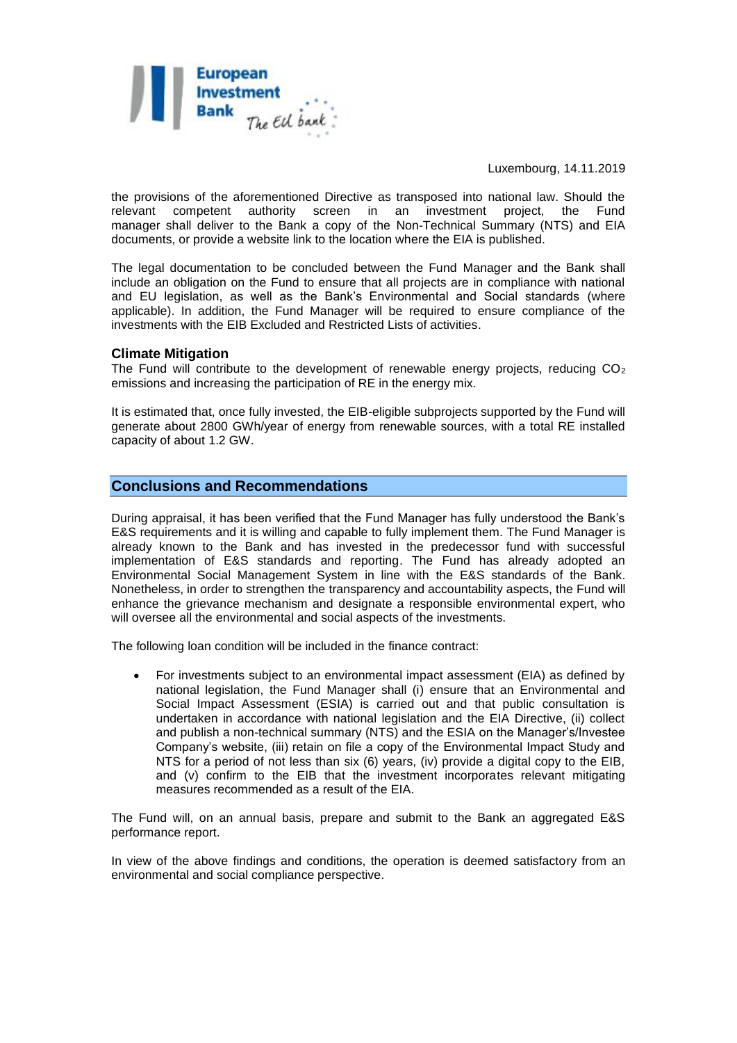the provisions of the aforementioned Directive as transposed into national law. Should the relevant competent authority screen in an investment project, the Fund manager shall deliver to the Bank a copy of the Non-Technical Summary (NTS) and EIA documents, or provide a website link to the location where the EIA is published.

The legal documentation to be concluded between the Fund Manager and the Bank shall include an obligation on the Fund to ensure that all projects are in compliance with national and EU legislation, as well as the Bank's Environmental and Social standards (where applicable). In addition, the Fund Manager will be required to ensure compliance of the investments with the EIB Excluded and Restricted Lists of activities.

### Climate Mitigation

The Fund will contribute to the development of renewable energy projects, reducing $CO_2$ emissions and increasing the participation of RE in the energy mix.

It is estimated that, once fully invested, the EIB-eligible subprojects supported by the Fund will generate about 2800 GWh/year of energy from renewable sources, with a total RE installed capacity of about 1.2 GW.

## Conclusions and Recommendations

During appraisal, it has been verified that the Fund Manager has fully understood the Bank's E&S requirements and it is willing and capable to fully implement them. The Fund Manager is already known to the Bank and has invested in the predecessor fund with successful implementation of E&S standards and reporting. The Fund has already adopted an Environmental Social Management System in line with the E&S standards of the Bank. Nonetheless, in order to strengthen the transparency and accountability aspects, the Fund will enhance the grievance mechanism and designate a responsible environmental expert, who will oversee all the environmental and social aspects of the investments.

The following loan condition will be included in the finance contract:

- For investments subject to an environmental impact assessment (EIA) as defined by national legislation, the Fund Manager shall (i) ensure that an Environmental and Social Impact Assessment (ESIA) is carried out and that public consultation is undertaken in accordance with national legislation and the EIA Directive, (ii) collect and publish a non-technical summary (NTS) and the ESIA on the Manager's/Investee Company's website, (iii) retain on file a copy of the Environmental Impact Study and NTS for a period of not less than six (6) years, (iv) provide a digital copy to the EIB, and (v) confirm to the EIB that the investment incorporates relevant mitigating measures recommended as a result of the EIA.

The Fund will, on an annual basis, prepare and submit to the Bank an aggregated E&S performance report.

In view of the above findings and conditions, the operation is deemed satisfactory from an environmental and social compliance perspective.